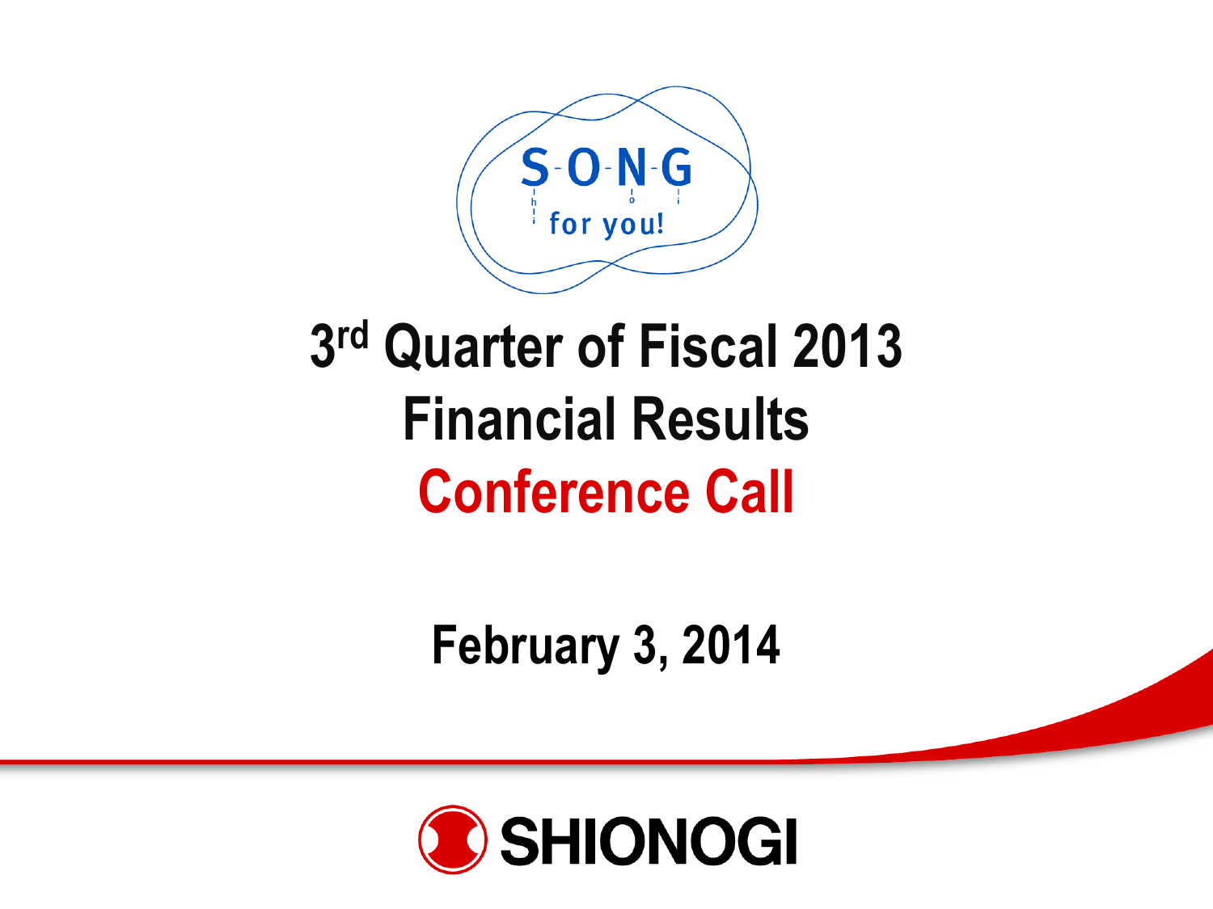S-O-N-G for you!

# 3rd Quarter of Fiscal 2013 Financial Results Conference Call

February 3, 2014

SHIONOGI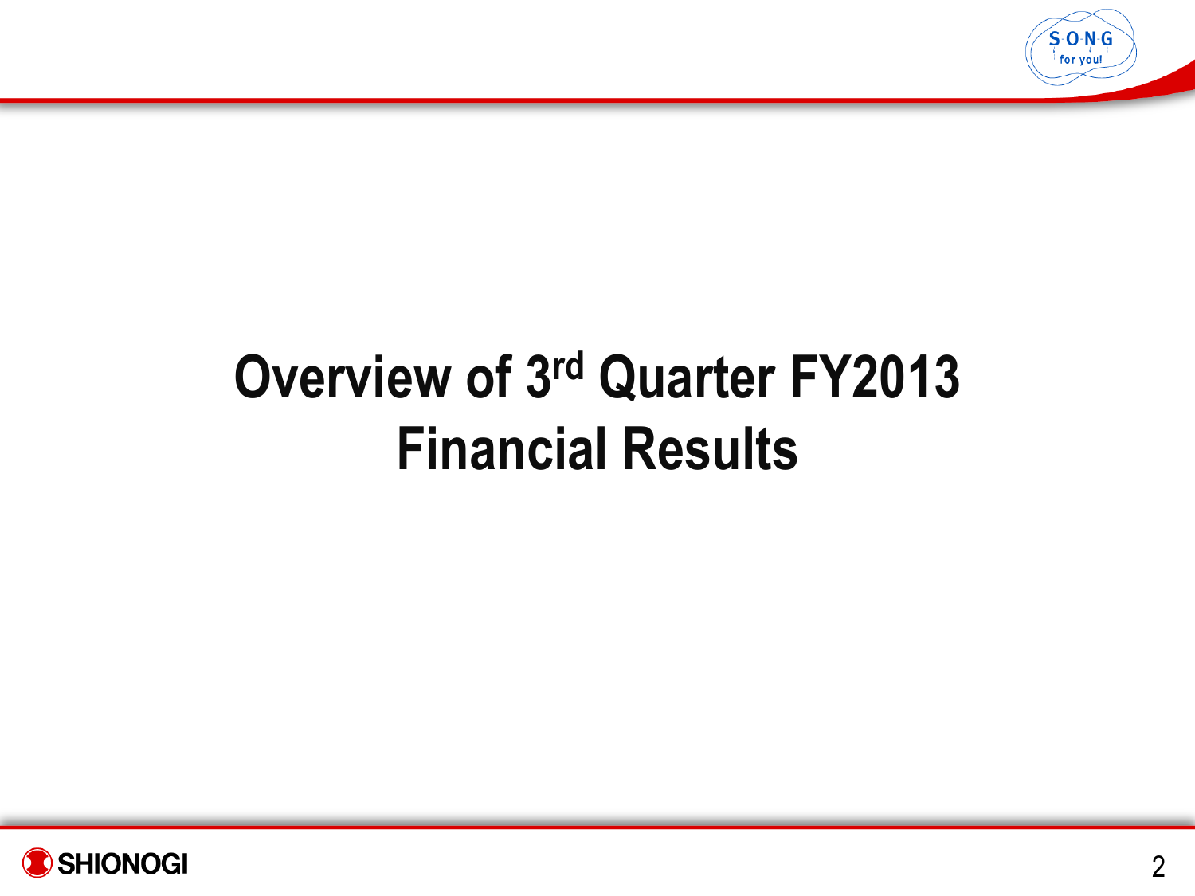# Overview of 3rd Quarter FY2013 Financial Results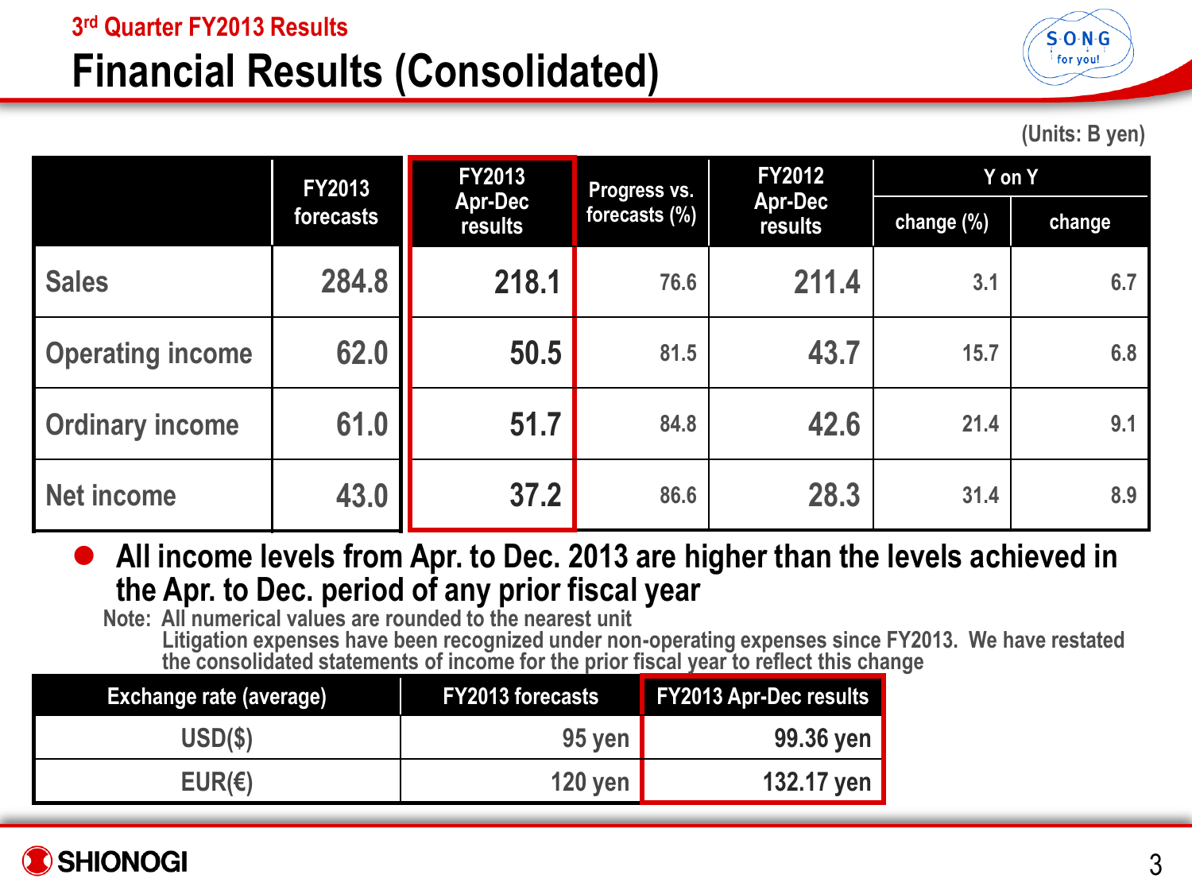3rd Quarter FY2013 Results

# Financial Results (Consolidated)

(Units: B yen)

| | FY2013 forecasts | FY2013 Apr-Dec results | Progress vs. forecasts (%) | FY2012 Apr-Dec results | Y on Y | |
|---|---|---|---|---|---|---|
| | | | | | change (%) | change |
| Sales | 284.8 | 218.1 | 76.6 | 211.4 | 3.1 | 6.7 |
| Operating income | 62.0 | 50.5 | 81.5 | 43.7 | 15.7 | 6.8 |
| Ordinary income | 61.0 | 51.7 | 84.8 | 42.6 | 21.4 | 9.1 |
| Net income | 43.0 | 37.2 | 86.6 | 28.3 | 31.4 | 8.9 |

- **All income levels from Apr. to Dec. 2013 are higher than the levels achieved in the Apr. to Dec. period of any prior fiscal year**

Note: All numerical values are rounded to the nearest unit
Litigation expenses have been recognized under non-operating expenses since FY2013. We have restated the consolidated statements of income for the prior fiscal year to reflect this change

| Exchange rate (average) | FY2013 forecasts | FY2013 Apr-Dec results |
|---|---|---|
| USD($) | 95 yen | 99.36 yen |
| EUR(€) | 120 yen | 132.17 yen |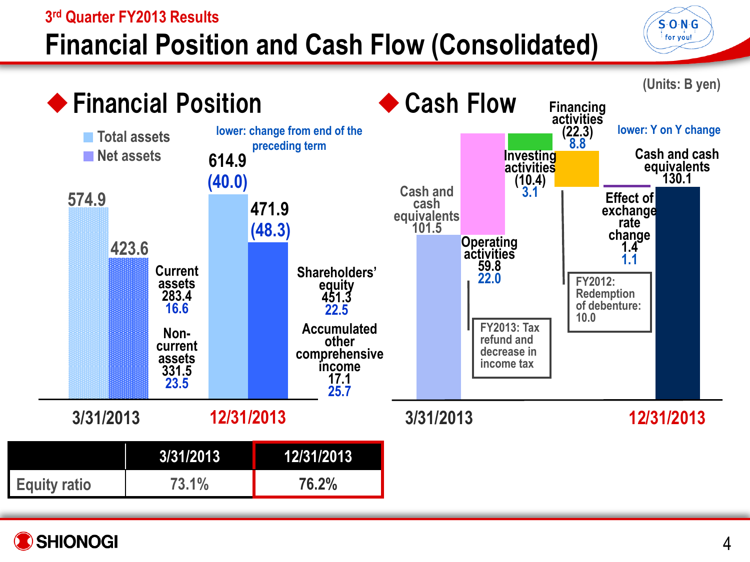3rd Quarter FY2013 Results

# Financial Position and Cash Flow (Consolidated)

(Units: B yen)

## Financial Position

Total assets
Net assets

lower: change from end of the preceding term

| | 3/31/2013 | 12/31/2013 |
|---|---|---|
| Total assets | 574.9 | 614.9 (40.0) |
| Net assets | 423.6 | 471.9 (48.3) |

Current assets 283.4 16.6

Non-current assets 331.5 23.5

Shareholders' equity 451.3 22.5

Accumulated other comprehensive income 17.1 25.7

| | 3/31/2013 | 12/31/2013 |
|---|---|---|
| Equity ratio | 73.1% | 76.2% |

## Cash Flow

lower: Y on Y change

| Item | Amount | Y on Y change |
|---|---|---|
| Cash and cash equivalents (3/31/2013) | 101.5 | |
| Operating activities | 59.8 | 22.0 |
| Investing activities | (10.4) | 3.1 |
| Financing activities | (22.3) | 8.8 |
| Effect of exchange rate change | 1.4 | 1.1 |
| Cash and cash equivalents (12/31/2013) | 130.1 | |

FY2013: Tax refund and decrease in income tax

FY2012: Redemption of debenture: 10.0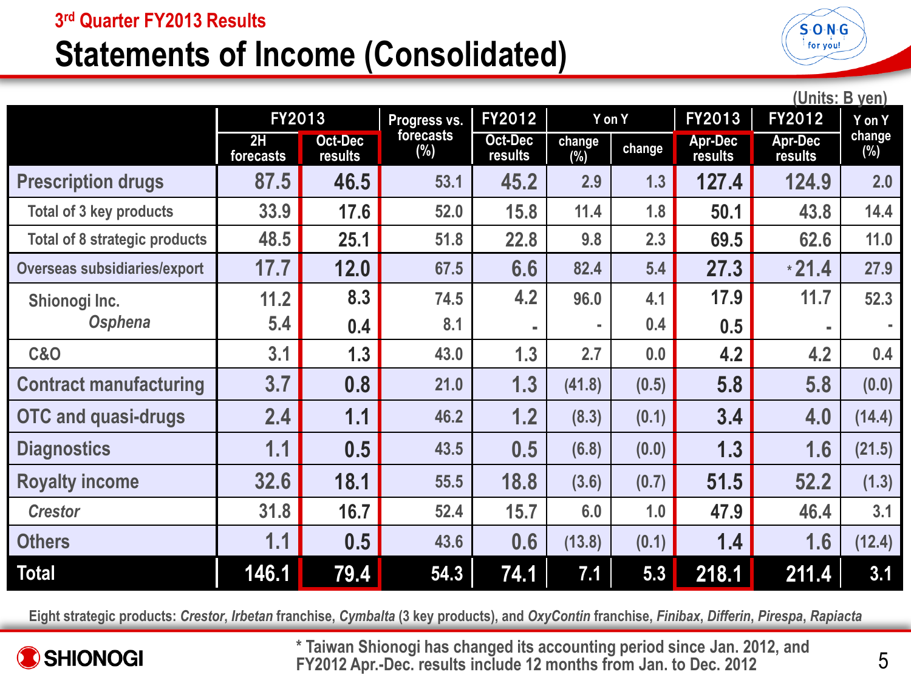## 3rd Quarter FY2013 Results

# Statements of Income (Consolidated)

(Units: B yen)

| | FY2013 | | Progress vs. forecasts (%) | FY2012 | Y on Y | | FY2013 | FY2012 | Y on Y change (%) |
|---|---|---|---|---|---|---|---|---|---|
| | 2H forecasts | Oct-Dec results | | Oct-Dec results | change (%) | change | Apr-Dec results | Apr-Dec results | |
| Prescription drugs | 87.5 | 46.5 | 53.1 | 45.2 | 2.9 | 1.3 | 127.4 | 124.9 | 2.0 |
| Total of 3 key products | 33.9 | 17.6 | 52.0 | 15.8 | 11.4 | 1.8 | 50.1 | 43.8 | 14.4 |
| Total of 8 strategic products | 48.5 | 25.1 | 51.8 | 22.8 | 9.8 | 2.3 | 69.5 | 62.6 | 11.0 |
| Overseas subsidiaries/export | 17.7 | 12.0 | 67.5 | 6.6 | 82.4 | 5.4 | 27.3 | * 21.4 | 27.9 |
| Shionogi Inc. | 11.2 | 8.3 | 74.5 | 4.2 | 96.0 | 4.1 | 17.9 | 11.7 | 52.3 |
| *Osphena* | 5.4 | 0.4 | 8.1 | - | - | 0.4 | 0.5 | - | - |
| C&O | 3.1 | 1.3 | 43.0 | 1.3 | 2.7 | 0.0 | 4.2 | 4.2 | 0.4 |
| Contract manufacturing | 3.7 | 0.8 | 21.0 | 1.3 | (41.8) | (0.5) | 5.8 | 5.8 | (0.0) |
| OTC and quasi-drugs | 2.4 | 1.1 | 46.2 | 1.2 | (8.3) | (0.1) | 3.4 | 4.0 | (14.4) |
| Diagnostics | 1.1 | 0.5 | 43.5 | 0.5 | (6.8) | (0.0) | 1.3 | 1.6 | (21.5) |
| Royalty income | 32.6 | 18.1 | 55.5 | 18.8 | (3.6) | (0.7) | 51.5 | 52.2 | (1.3) |
| *Crestor* | 31.8 | 16.7 | 52.4 | 15.7 | 6.0 | 1.0 | 47.9 | 46.4 | 3.1 |
| Others | 1.1 | 0.5 | 43.6 | 0.6 | (13.8) | (0.1) | 1.4 | 1.6 | (12.4) |
| **Total** | **146.1** | **79.4** | **54.3** | **74.1** | **7.1** | **5.3** | **218.1** | **211.4** | **3.1** |

Eight strategic products: *Crestor*, *Irbetan* franchise, *Cymbalta* (3 key products), and *OxyContin* franchise, *Finibax*, *Differin*, *Pirespa*, *Rapiacta*

\* Taiwan Shionogi has changed its accounting period since Jan. 2012, and FY2012 Apr.-Dec. results include 12 months from Jan. to Dec. 2012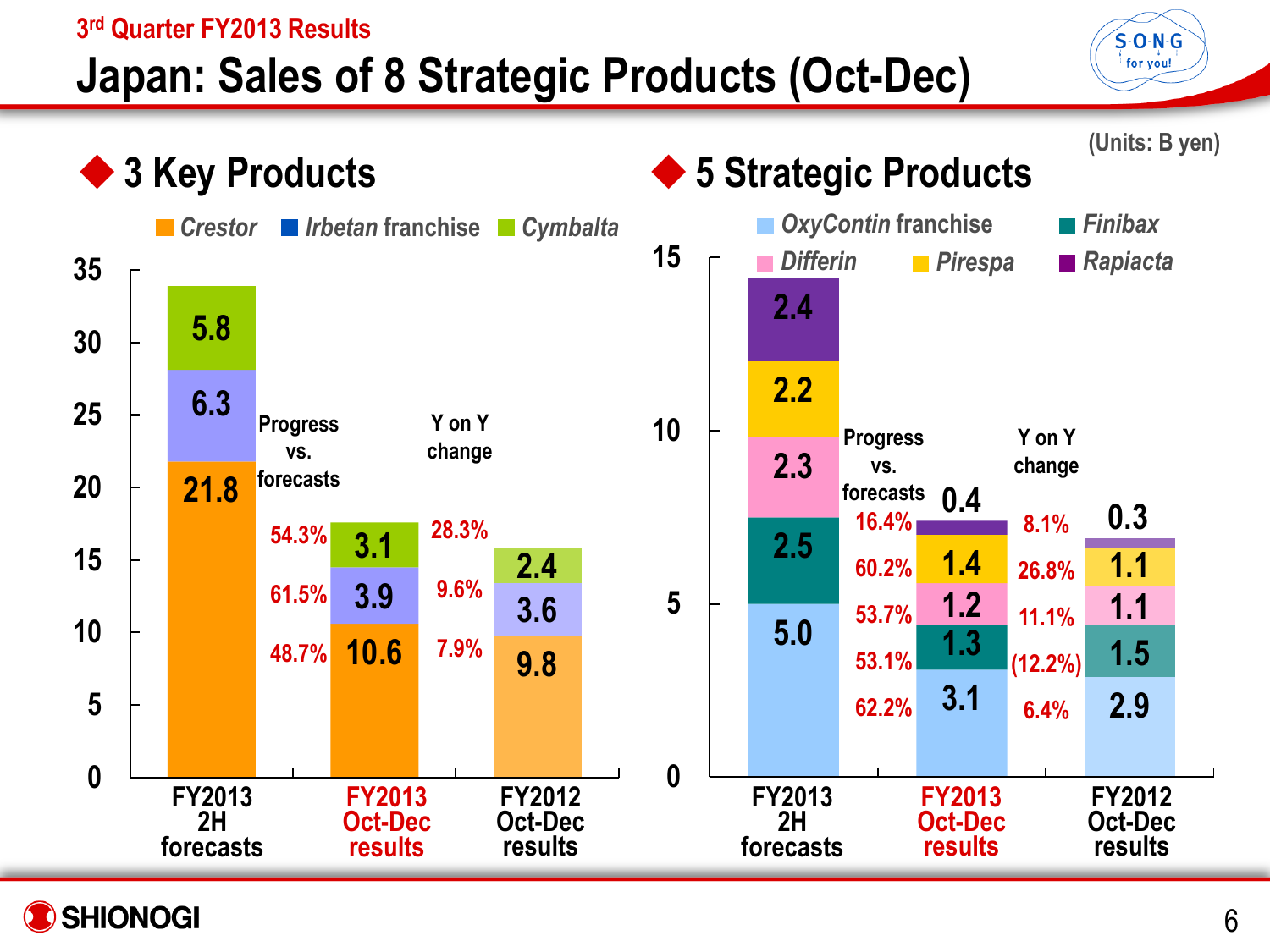3rd Quarter FY2013 Results

# Japan: Sales of 8 Strategic Products (Oct-Dec)

(Units: B yen)

## 3 Key Products

| | FY2013 2H forecasts | FY2013 Oct-Dec results | Progress vs. forecasts | Y on Y change | FY2012 Oct-Dec results |
|---|---|---|---|---|---|
| *Cymbalta* | 5.8 | 3.1 | 54.3% | 28.3% | 2.4 |
| *Irbetan* franchise | 6.3 | 3.9 | 61.5% | 9.6% | 3.6 |
| *Crestor* | 21.8 | 10.6 | 48.7% | 7.9% | 9.8 |

## 5 Strategic Products

| | FY2013 2H forecasts | FY2013 Oct-Dec results | Progress vs. forecasts | Y on Y change | FY2012 Oct-Dec results |
|---|---|---|---|---|---|
| *Rapiacta* | 2.4 | 0.4 | 16.4% | 8.1% | 0.3 |
| *Pirespa* | 2.2 | 1.4 | 60.2% | 26.8% | 1.1 |
| *Differin* | 2.3 | 1.2 | 53.7% | 11.1% | 1.1 |
| *Finibax* | 2.5 | 1.3 | 53.1% | (12.2%) | 1.5 |
| *OxyContin* franchise | 5.0 | 3.1 | 62.2% | 6.4% | 2.9 |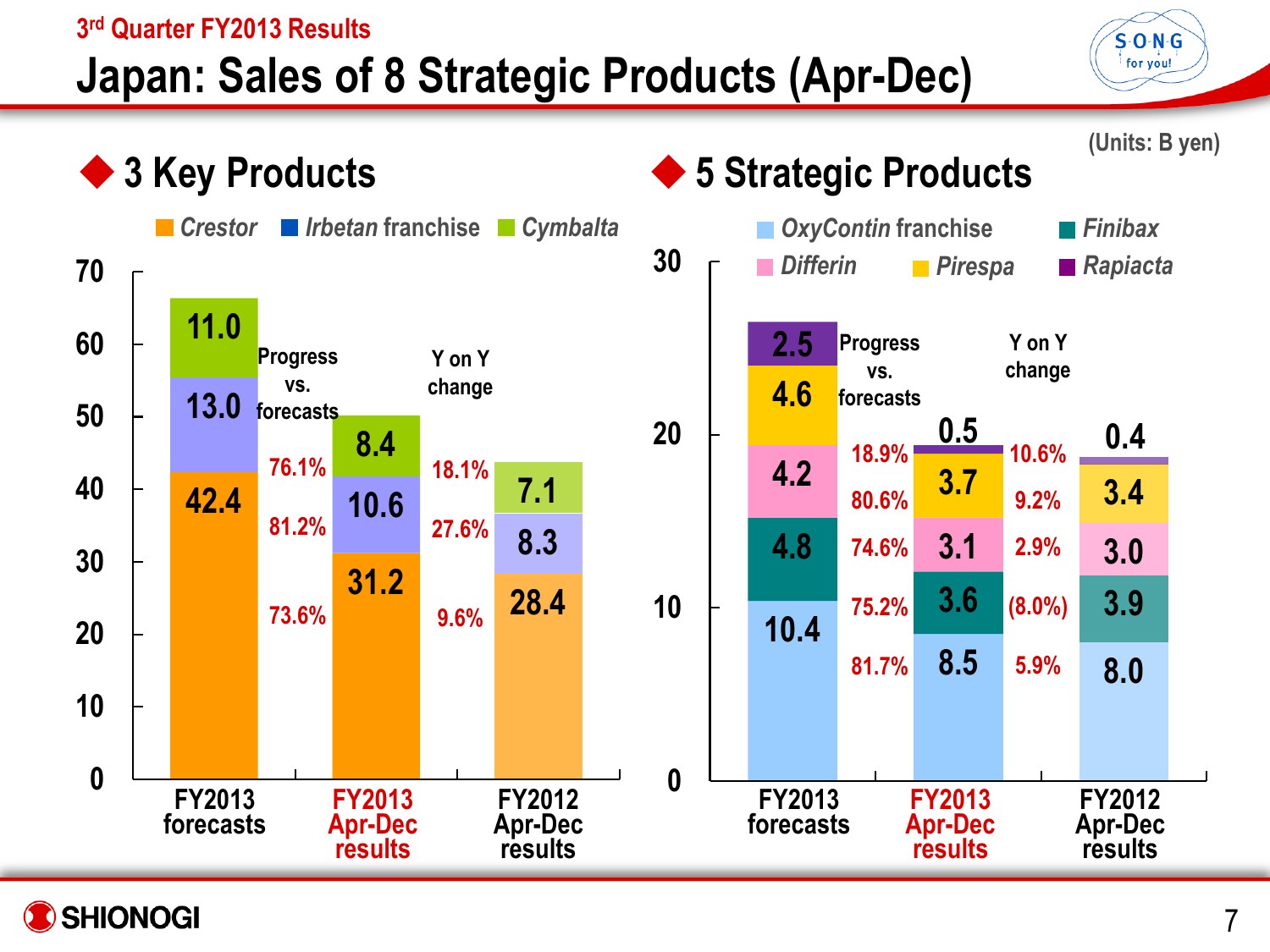3rd Quarter FY2013 Results

# Japan: Sales of 8 Strategic Products (Apr-Dec)

(Units: B yen)

## 3 Key Products

| | FY2013 forecasts | Progress vs. forecasts | FY2013 Apr-Dec results | Y on Y change | FY2012 Apr-Dec results |
|---|---|---|---|---|---|
| *Cymbalta* | 11.0 | 76.1% | 8.4 | 18.1% | 7.1 |
| *Irbetan* franchise | 13.0 | 81.2% | 10.6 | 27.6% | 8.3 |
| *Crestor* | 42.4 | 73.6% | 31.2 | 9.6% | 28.4 |

## 5 Strategic Products

| | FY2013 forecasts | Progress vs. forecasts | FY2013 Apr-Dec results | Y on Y change | FY2012 Apr-Dec results |
|---|---|---|---|---|---|
| *Rapiacta* | 2.5 | 18.9% | 0.5 | 10.6% | 0.4 |
| *Pirespa* | 4.6 | 80.6% | 3.7 | 9.2% | 3.4 |
| *Differin* | 4.2 | 74.6% | 3.1 | 2.9% | 3.0 |
| *Finibax* | 4.8 | 75.2% | 3.6 | (8.0%) | 3.9 |
| *OxyContin* franchise | 10.4 | 81.7% | 8.5 | 5.9% | 8.0 |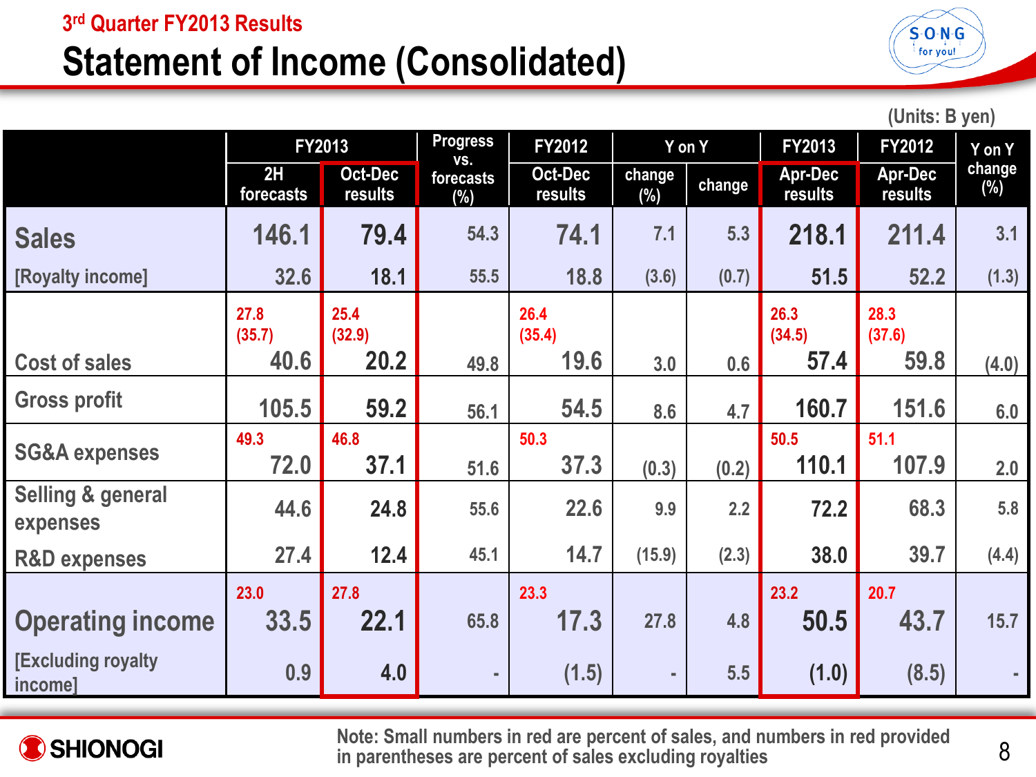### 3rd Quarter FY2013 Results

# Statement of Income (Consolidated)

(Units: B yen)

| | FY2013 | | Progress vs. forecasts (%) | FY2012 | Y on Y | | FY2013 | FY2012 | Y on Y change (%) |
|---|---|---|---|---|---|---|---|---|---|
| | 2H forecasts | Oct-Dec results | | Oct-Dec results | change (%) | change | Apr-Dec results | Apr-Dec results | |
| **Sales** | 146.1 | 79.4 | 54.3 | 74.1 | 7.1 | 5.3 | 218.1 | 211.4 | 3.1 |
| [Royalty income] | 32.6 | 18.1 | 55.5 | 18.8 | (3.6) | (0.7) | 51.5 | 52.2 | (1.3) |
| Cost of sales | 27.8 (35.7) 40.6 | 25.4 (32.9) 20.2 | 49.8 | 26.4 (35.4) 19.6 | 3.0 | 0.6 | 26.3 (34.5) 57.4 | 28.3 (37.6) 59.8 | (4.0) |
| Gross profit | 105.5 | 59.2 | 56.1 | 54.5 | 8.6 | 4.7 | 160.7 | 151.6 | 6.0 |
| SG&A expenses | 49.3 72.0 | 46.8 37.1 | 51.6 | 50.3 37.3 | (0.3) | (0.2) | 50.5 110.1 | 51.1 107.9 | 2.0 |
| Selling & general expenses | 44.6 | 24.8 | 55.6 | 22.6 | 9.9 | 2.2 | 72.2 | 68.3 | 5.8 |
| R&D expenses | 27.4 | 12.4 | 45.1 | 14.7 | (15.9) | (2.3) | 38.0 | 39.7 | (4.4) |
| **Operating income** | 23.0 33.5 | 27.8 22.1 | 65.8 | 23.3 17.3 | 27.8 | 4.8 | 23.2 50.5 | 20.7 43.7 | 15.7 |
| [Excluding royalty income] | 0.9 | 4.0 | - | (1.5) | - | 5.5 | (1.0) | (8.5) | - |

Note: Small numbers in red are percent of sales, and numbers in red provided in parentheses are percent of sales excluding royalties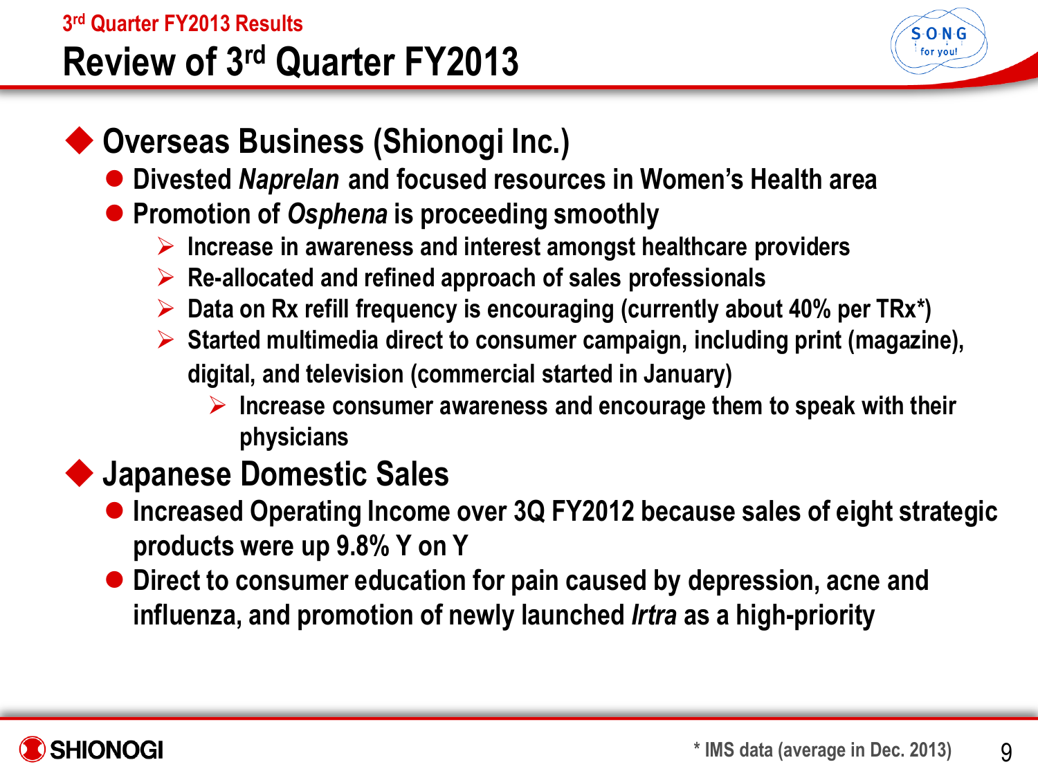## 3rd Quarter FY2013 Results

# Review of 3rd Quarter FY2013

## Overseas Business (Shionogi Inc.)

- Divested *Naprelan* and focused resources in Women's Health area
- Promotion of *Osphena* is proceeding smoothly
  - Increase in awareness and interest amongst healthcare providers
  - Re-allocated and refined approach of sales professionals
  - Data on Rx refill frequency is encouraging (currently about 40% per TRx*)
  - Started multimedia direct to consumer campaign, including print (magazine), digital, and television (commercial started in January)
    - Increase consumer awareness and encourage them to speak with their physicians

## Japanese Domestic Sales

- Increased Operating Income over 3Q FY2012 because sales of eight strategic products were up 9.8% Y on Y
- Direct to consumer education for pain caused by depression, acne and influenza, and promotion of newly launched *Irtra* as a high-priority

\* IMS data (average in Dec. 2013)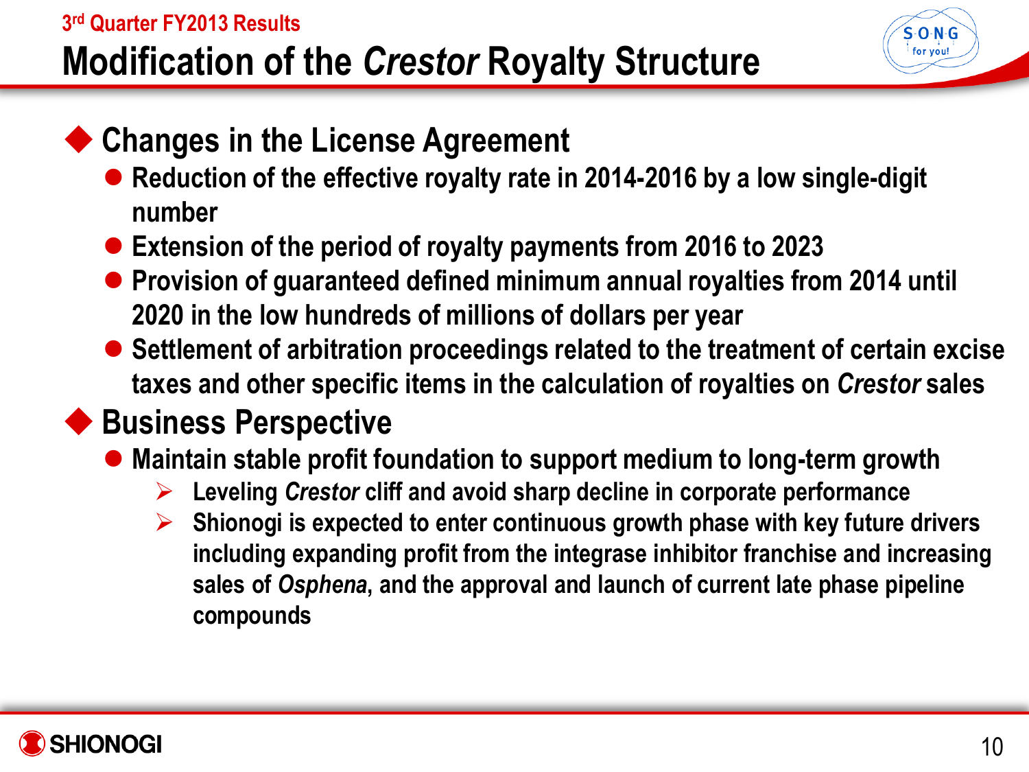3rd Quarter FY2013 Results

# Modification of the *Crestor* Royalty Structure

## Changes in the License Agreement

- Reduction of the effective royalty rate in 2014-2016 by a low single-digit number
- Extension of the period of royalty payments from 2016 to 2023
- Provision of guaranteed defined minimum annual royalties from 2014 until 2020 in the low hundreds of millions of dollars per year
- Settlement of arbitration proceedings related to the treatment of certain excise taxes and other specific items in the calculation of royalties on *Crestor* sales

## Business Perspective

- Maintain stable profit foundation to support medium to long-term growth
  - Leveling *Crestor* cliff and avoid sharp decline in corporate performance
  - Shionogi is expected to enter continuous growth phase with key future drivers including expanding profit from the integrase inhibitor franchise and increasing sales of *Osphena*, and the approval and launch of current late phase pipeline compounds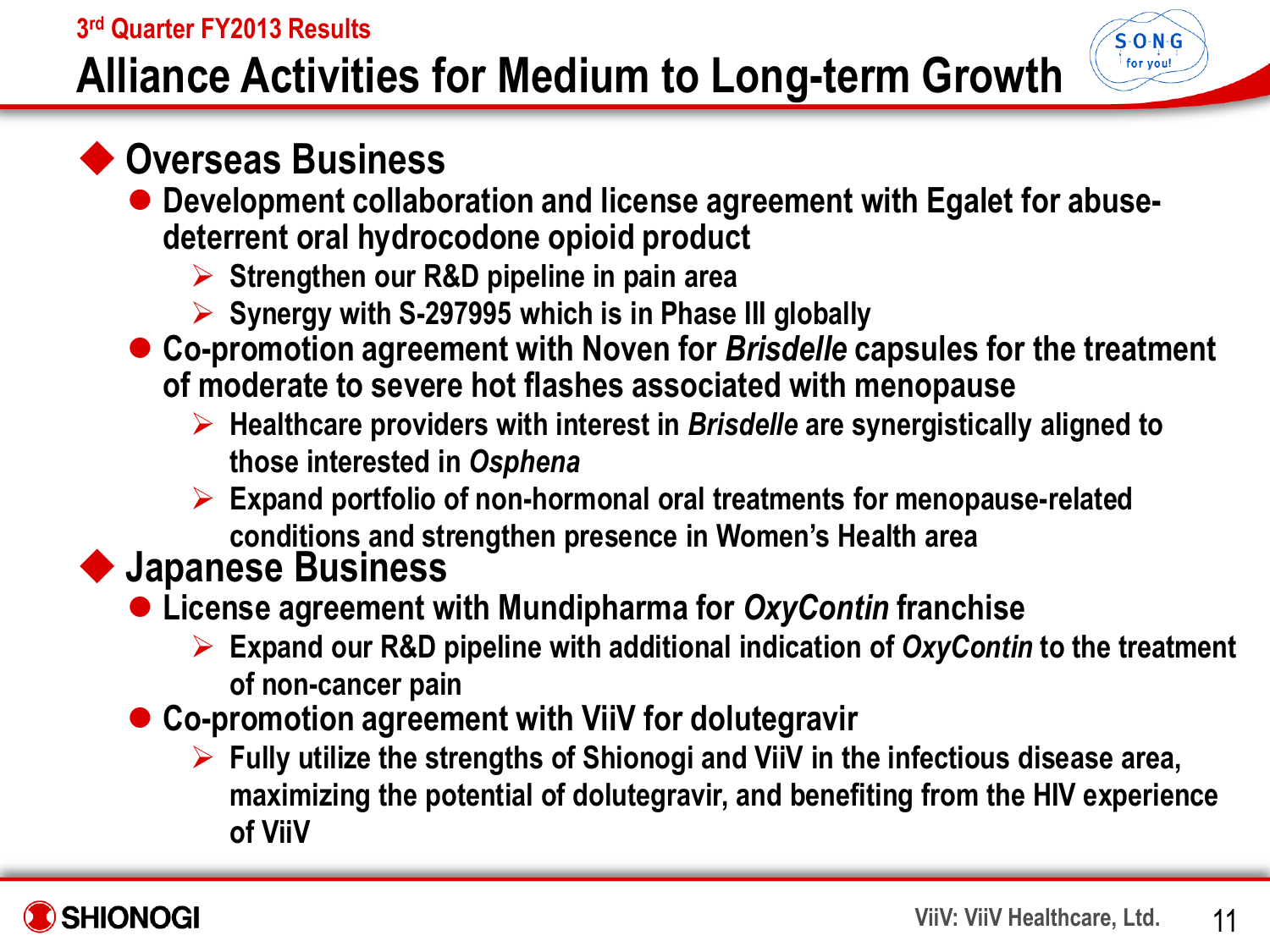3rd Quarter FY2013 Results

# Alliance Activities for Medium to Long-term Growth

## Overseas Business

- Development collaboration and license agreement with Egalet for abuse-deterrent oral hydrocodone opioid product
  - Strengthen our R&D pipeline in pain area
  - Synergy with S-297995 which is in Phase III globally
- Co-promotion agreement with Noven for *Brisdelle* capsules for the treatment of moderate to severe hot flashes associated with menopause
  - Healthcare providers with interest in *Brisdelle* are synergistically aligned to those interested in *Osphena*
  - Expand portfolio of non-hormonal oral treatments for menopause-related conditions and strengthen presence in Women's Health area

## Japanese Business

- License agreement with Mundipharma for *OxyContin* franchise
  - Expand our R&D pipeline with additional indication of *OxyContin* to the treatment of non-cancer pain
- Co-promotion agreement with ViiV for dolutegravir
  - Fully utilize the strengths of Shionogi and ViiV in the infectious disease area, maximizing the potential of dolutegravir, and benefiting from the HIV experience of ViiV

ViiV: ViiV Healthcare, Ltd.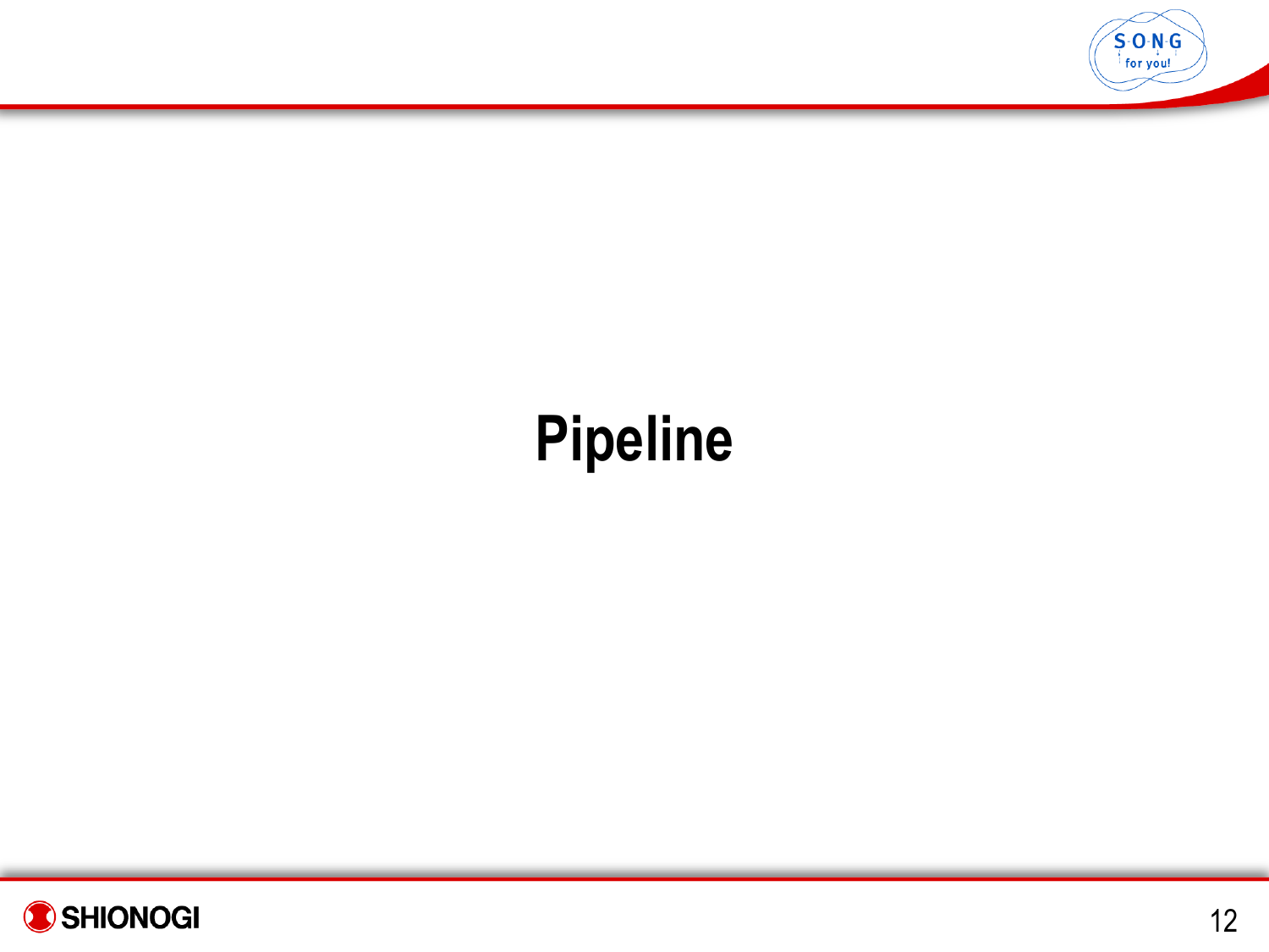# Pipeline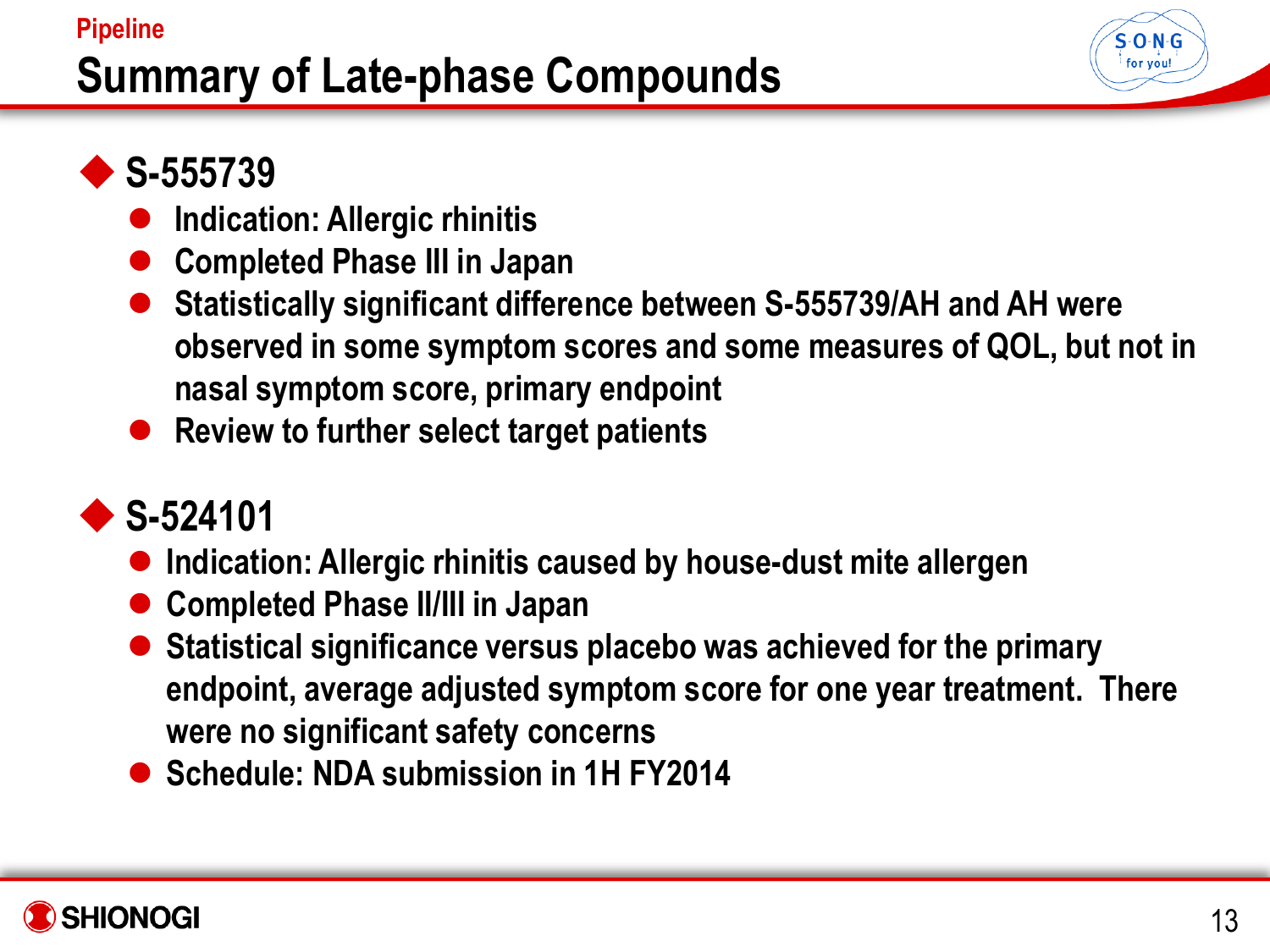Pipeline

# Summary of Late-phase Compounds

## S-555739

- Indication: Allergic rhinitis
- Completed Phase III in Japan
- Statistically significant difference between S-555739/AH and AH were observed in some symptom scores and some measures of QOL, but not in nasal symptom score, primary endpoint
- Review to further select target patients

## S-524101

- Indication: Allergic rhinitis caused by house-dust mite allergen
- Completed Phase II/III in Japan
- Statistical significance versus placebo was achieved for the primary endpoint, average adjusted symptom score for one year treatment. There were no significant safety concerns
- Schedule: NDA submission in 1H FY2014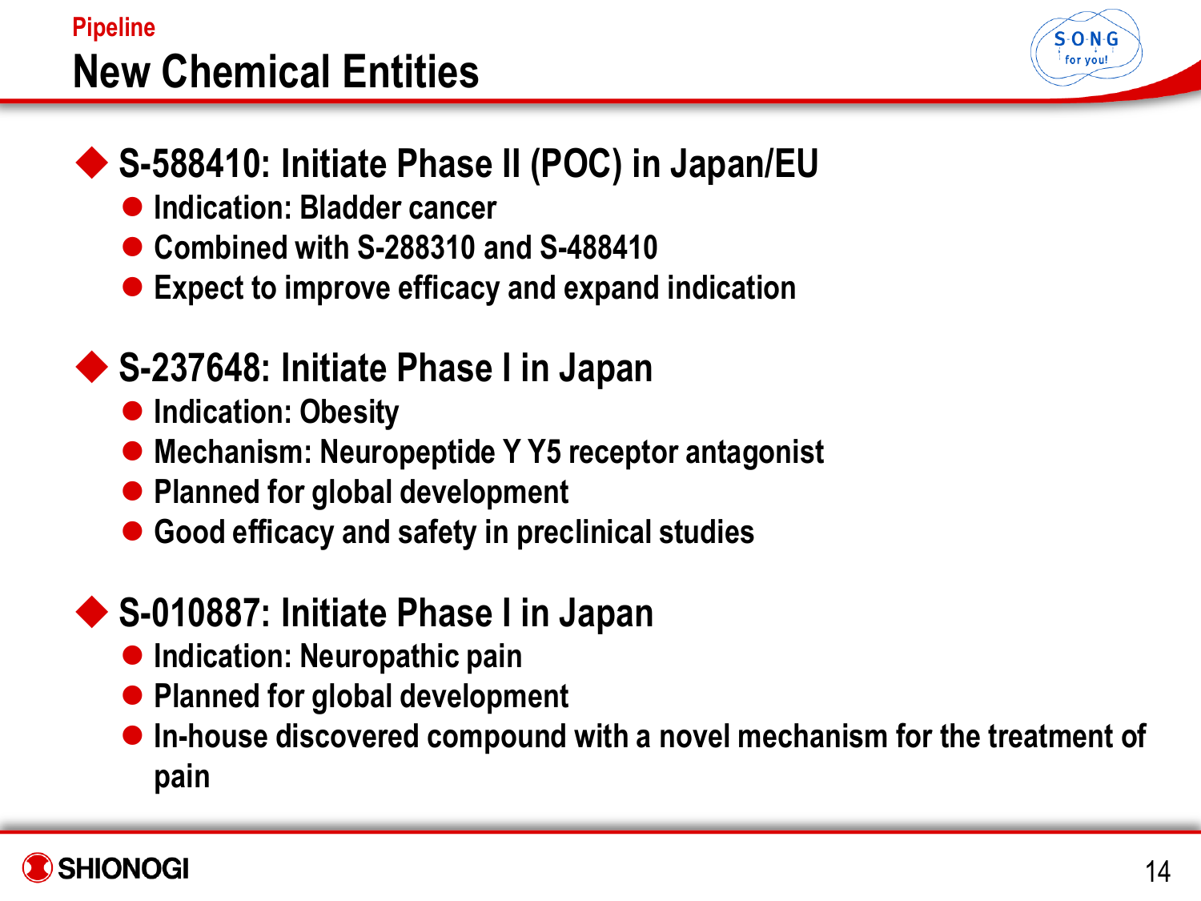Pipeline

# New Chemical Entities

## S-588410: Initiate Phase II (POC) in Japan/EU

- Indication: Bladder cancer
- Combined with S-288310 and S-488410
- Expect to improve efficacy and expand indication

## S-237648: Initiate Phase I in Japan

- Indication: Obesity
- Mechanism: Neuropeptide Y Y5 receptor antagonist
- Planned for global development
- Good efficacy and safety in preclinical studies

## S-010887: Initiate Phase I in Japan

- Indication: Neuropathic pain
- Planned for global development
- In-house discovered compound with a novel mechanism for the treatment of pain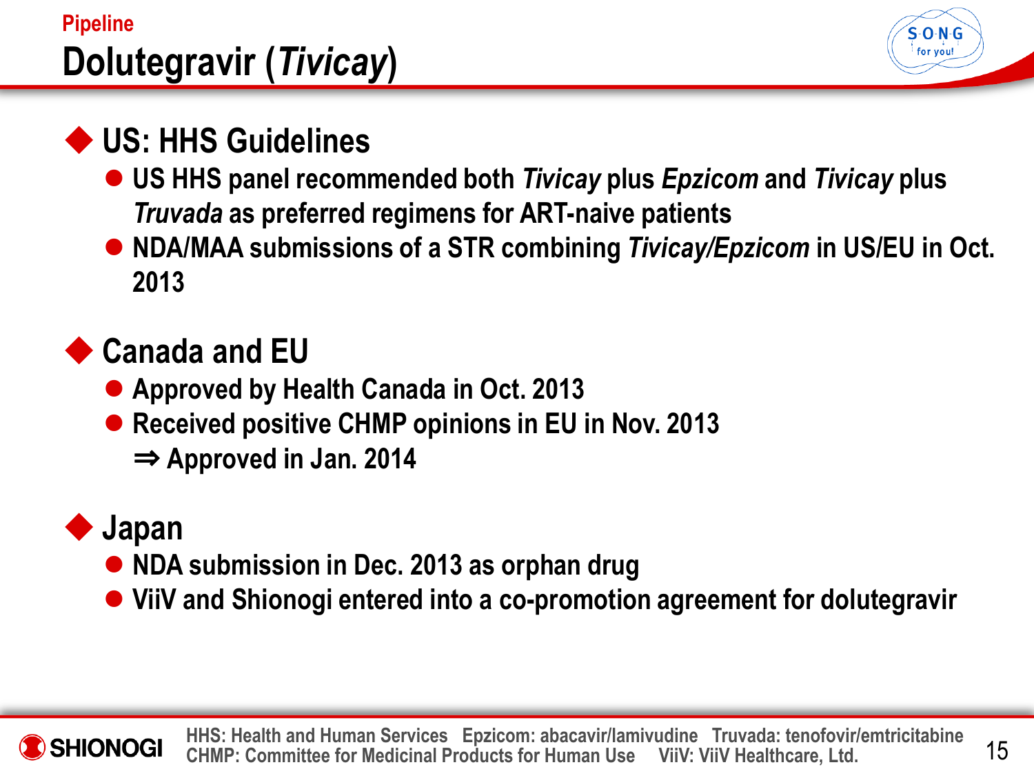Pipeline

# Dolutegravir (*Tivicay*)

## US: HHS Guidelines

- US HHS panel recommended both *Tivicay* plus *Epzicom* and *Tivicay* plus *Truvada* as preferred regimens for ART-naive patients
- NDA/MAA submissions of a STR combining *Tivicay/Epzicom* in US/EU in Oct. 2013

## Canada and EU

- Approved by Health Canada in Oct. 2013
- Received positive CHMP opinions in EU in Nov. 2013
  ⇒ Approved in Jan. 2014

## Japan

- NDA submission in Dec. 2013 as orphan drug
- ViiV and Shionogi entered into a co-promotion agreement for dolutegravir

HHS: Health and Human Services   Epzicom: abacavir/lamivudine   Truvada: tenofovir/emtricitabine
CHMP: Committee for Medicinal Products for Human Use   ViiV: ViiV Healthcare, Ltd.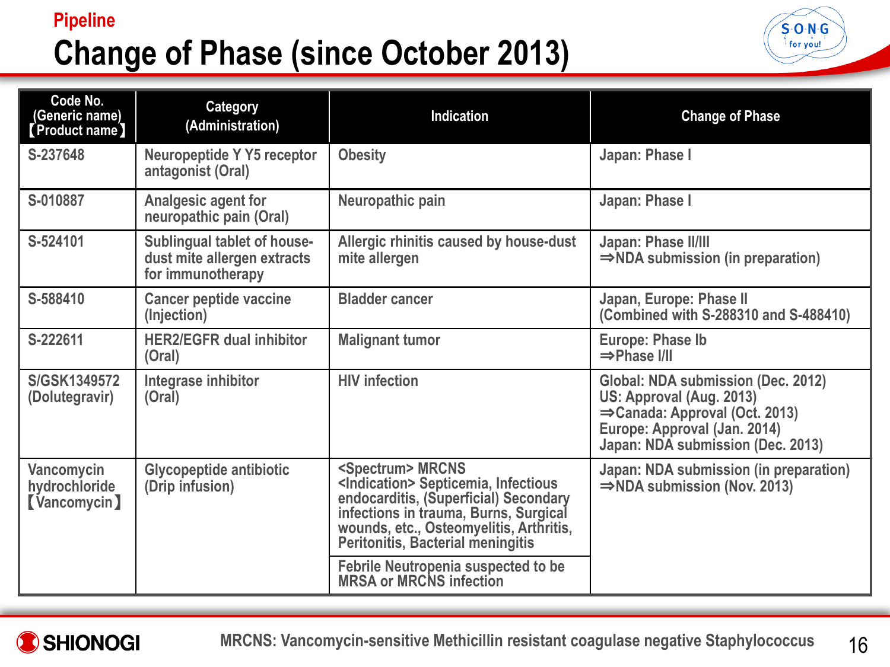Pipeline

# Change of Phase (since October 2013)

| Code No. (Generic name) 【Product name】 | Category (Administration) | Indication | Change of Phase |
|---|---|---|---|
| S-237648 | Neuropeptide Y Y5 receptor antagonist (Oral) | Obesity | Japan: Phase I |
| S-010887 | Analgesic agent for neuropathic pain (Oral) | Neuropathic pain | Japan: Phase I |
| S-524101 | Sublingual tablet of house-dust mite allergen extracts for immunotherapy | Allergic rhinitis caused by house-dust mite allergen | Japan: Phase II/III<br>⇒NDA submission (in preparation) |
| S-588410 | Cancer peptide vaccine (Injection) | Bladder cancer | Japan, Europe: Phase II<br>(Combined with S-288310 and S-488410) |
| S-222611 | HER2/EGFR dual inhibitor (Oral) | Malignant tumor | Europe: Phase Ib<br>⇒Phase I/II |
| S/GSK1349572 (Dolutegravir) | Integrase inhibitor (Oral) | HIV infection | Global: NDA submission (Dec. 2012)<br>US: Approval (Aug. 2013)<br>⇒Canada: Approval (Oct. 2013)<br>Europe: Approval (Jan. 2014)<br>Japan: NDA submission (Dec. 2013) |
| Vancomycin hydrochloride 【Vancomycin】 | Glycopeptide antibiotic (Drip infusion) | <Spectrum> MRCNS<br><Indication> Septicemia, Infectious endocarditis, (Superficial) Secondary infections in trauma, Burns, Surgical wounds, etc., Osteomyelitis, Arthritis, Peritonitis, Bacterial meningitis<br><br>Febrile Neutropenia suspected to be MRSA or MRCNS infection | Japan: NDA submission (in preparation)<br>⇒NDA submission (Nov. 2013) |

MRCNS: Vancomycin-sensitive Methicillin resistant coagulase negative Staphylococcus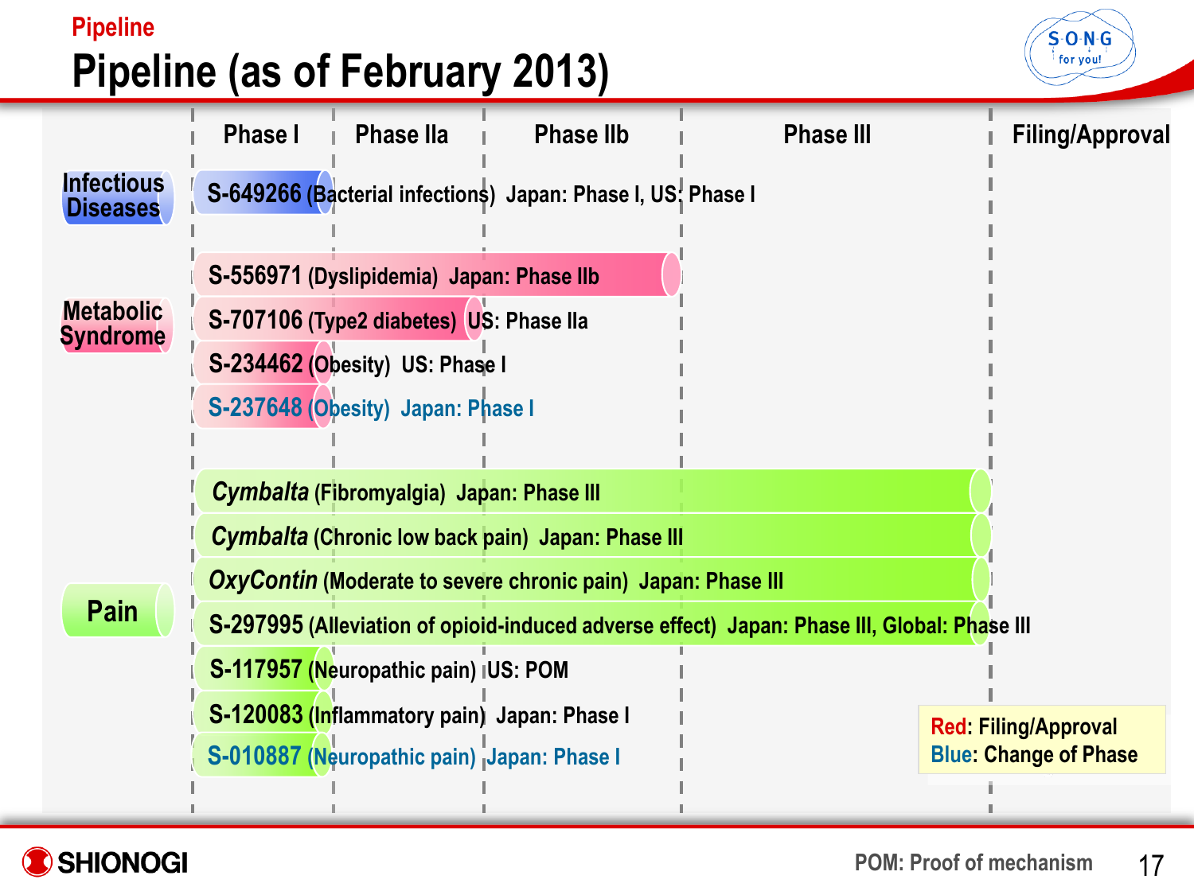# Pipeline (as of February 2013)

| | Phase I | Phase IIa | Phase IIb | Phase III | Filing/Approval |
|---|---|---|---|---|---|
| **Infectious Diseases** | S-649266 (Bacterial infections) Japan: Phase I, US: Phase I | | | | |
| **Metabolic Syndrome** | | | S-556971 (Dyslipidemia) Japan: Phase IIb | | |
| | | S-707106 (Type2 diabetes) US: Phase IIa | | | |
| | S-234462 (Obesity) US: Phase I | | | | |
| | S-237648 (Obesity) Japan: Phase I | | | | |
| **Pain** | | | | *Cymbalta* (Fibromyalgia) Japan: Phase III | |
| | | | | *Cymbalta* (Chronic low back pain) Japan: Phase III | |
| | | | | *OxyContin* (Moderate to severe chronic pain) Japan: Phase III | |
| | | | | S-297995 (Alleviation of opioid-induced adverse effect) Japan: Phase III, Global: Phase III | |
| | S-117957 (Neuropathic pain) US: POM | | | | |
| | S-120083 (Inflammatory pain) Japan: Phase I | | | | |
| | S-010887 (Neuropathic pain) Japan: Phase I | | | | |

Red: Filing/Approval
Blue: Change of Phase

POM: Proof of mechanism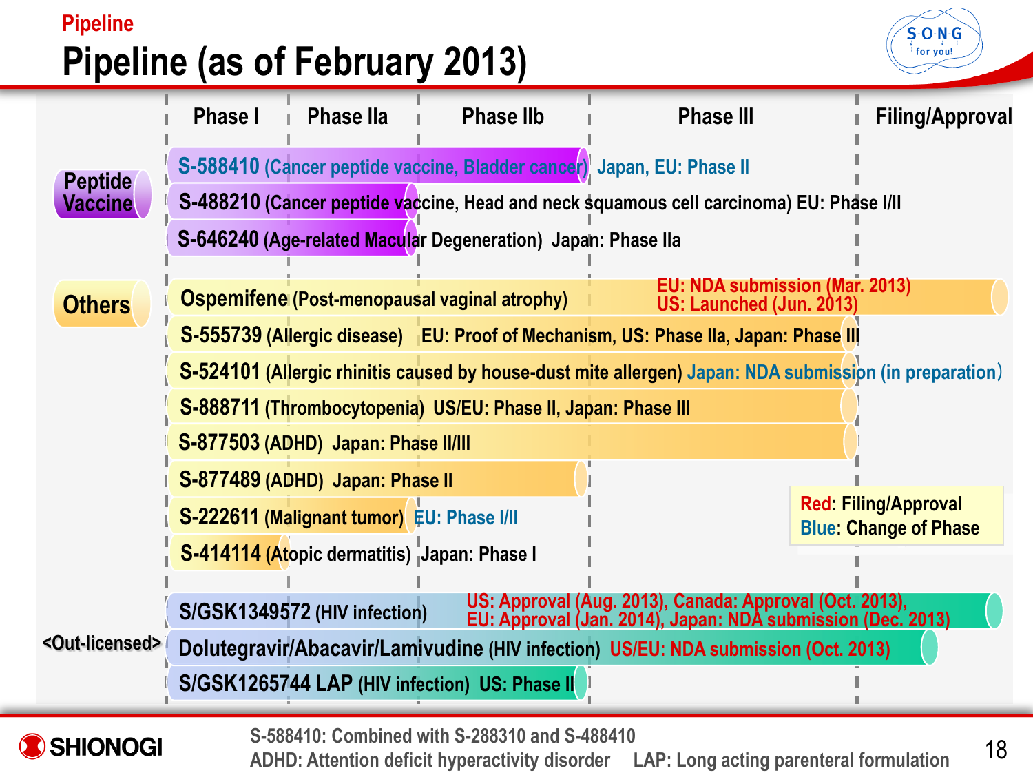Pipeline

# Pipeline (as of February 2013)

| Category | Compound (Indication) | Status | Stage reached (bar end) |
|---|---|---|---|
| Peptide Vaccine | S-588410 (Cancer peptide vaccine, Bladder cancer) | Japan, EU: Phase II | Phase IIb |
| Peptide Vaccine | S-488210 (Cancer peptide vaccine, Head and neck squamous cell carcinoma) | EU: Phase I/II | Phase IIa |
| Peptide Vaccine | S-646240 (Age-related Macular Degeneration) | Japan: Phase IIa | Phase IIa |
| Others | Ospemifene (Post-menopausal vaginal atrophy) | EU: NDA submission (Mar. 2013)<br>US: Launched (Jun. 2013) | Filing/Approval |
| Others | S-555739 (Allergic disease) | EU: Proof of Mechanism, US: Phase IIa, Japan: Phase III | Phase III |
| Others | S-524101 (Allergic rhinitis caused by house-dust mite allergen) | Japan: NDA submission (in preparation) | Phase III |
| Others | S-888711 (Thrombocytopenia) | US/EU: Phase II, Japan: Phase III | Phase III |
| Others | S-877503 (ADHD) | Japan: Phase II/III | Phase III |
| Others | S-877489 (ADHD) | Japan: Phase II | Phase IIb |
| Others | S-222611 (Malignant tumor) | EU: Phase I/II | Phase IIa |
| Others | S-414114 (Atopic dermatitis) | Japan: Phase I | Phase I |
| <Out-licensed> | S/GSK1349572 (HIV infection) | US: Approval (Aug. 2013), Canada: Approval (Oct. 2013),<br>EU: Approval (Jan. 2014), Japan: NDA submission (Dec. 2013) | Filing/Approval |
| <Out-licensed> | Dolutegravir/Abacavir/Lamivudine (HIV infection) | US/EU: NDA submission (Oct. 2013) | Filing/Approval |
| <Out-licensed> | S/GSK1265744 LAP (HIV infection) | US: Phase II | Phase IIb |

Red: Filing/Approval
Blue: Change of Phase

S-588410: Combined with S-288310 and S-488410
ADHD: Attention deficit hyperactivity disorder  LAP: Long acting parenteral formulation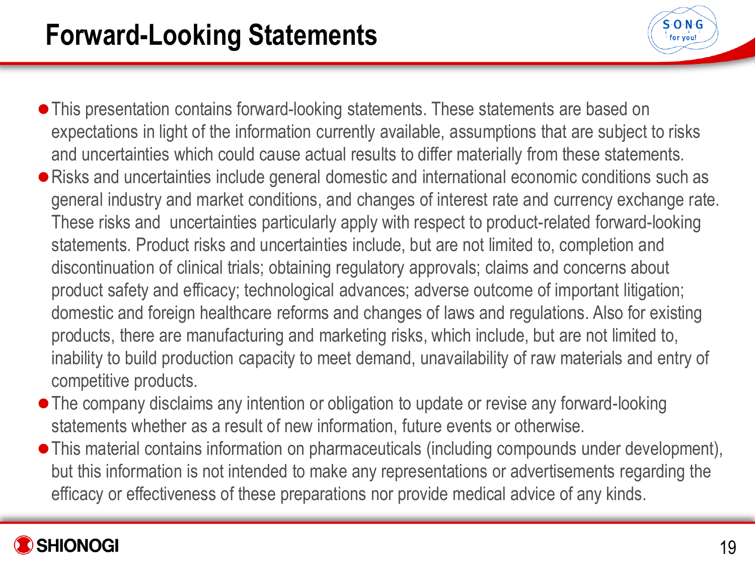# Forward-Looking Statements

- This presentation contains forward-looking statements. These statements are based on expectations in light of the information currently available, assumptions that are subject to risks and uncertainties which could cause actual results to differ materially from these statements.
- Risks and uncertainties include general domestic and international economic conditions such as general industry and market conditions, and changes of interest rate and currency exchange rate. These risks and uncertainties particularly apply with respect to product-related forward-looking statements. Product risks and uncertainties include, but are not limited to, completion and discontinuation of clinical trials; obtaining regulatory approvals; claims and concerns about product safety and efficacy; technological advances; adverse outcome of important litigation; domestic and foreign healthcare reforms and changes of laws and regulations. Also for existing products, there are manufacturing and marketing risks, which include, but are not limited to, inability to build production capacity to meet demand, unavailability of raw materials and entry of competitive products.
- The company disclaims any intention or obligation to update or revise any forward-looking statements whether as a result of new information, future events or otherwise.
- This material contains information on pharmaceuticals (including compounds under development), but this information is not intended to make any representations or advertisements regarding the efficacy or effectiveness of these preparations nor provide medical advice of any kinds.